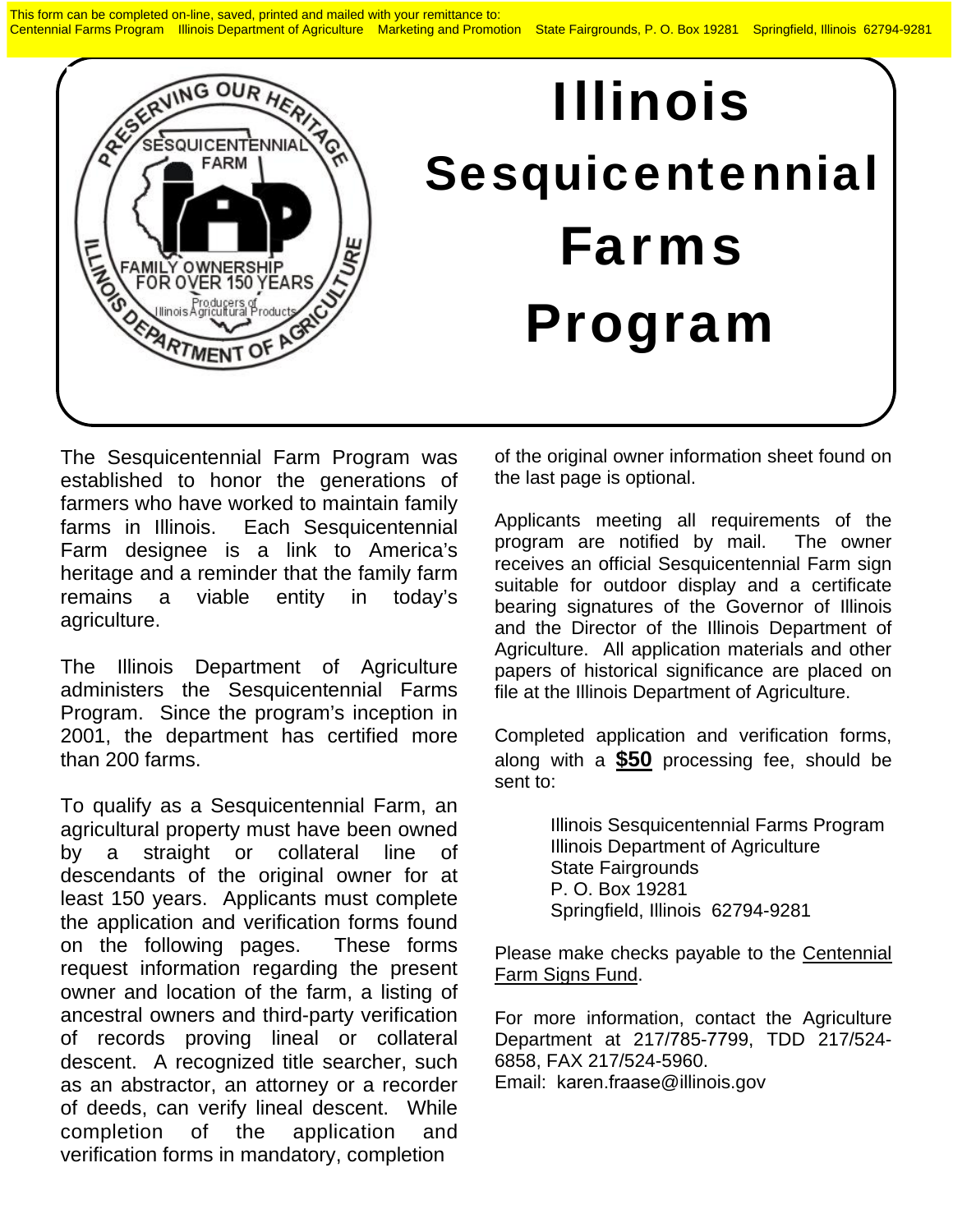This form can be completed on-line, saved, printed and mailed with your remittance to:
Centennial Farms Program   Illinois Department of Agriculture   Marketing and Promotion   State Fairgrounds, P. O. Box 19281   Springfield, Illinois 62794-9281

# Illinois Sesquicentennial Farms Program

The Sesquicentennial Farm Program was established to honor the generations of farmers who have worked to maintain family farms in Illinois. Each Sesquicentennial Farm designee is a link to America's heritage and a reminder that the family farm remains a viable entity in today's agriculture.

The Illinois Department of Agriculture administers the Sesquicentennial Farms Program. Since the program's inception in 2001, the department has certified more than 200 farms.

To qualify as a Sesquicentennial Farm, an agricultural property must have been owned by a straight or collateral line of descendants of the original owner for at least 150 years. Applicants must complete the application and verification forms found on the following pages. These forms request information regarding the present owner and location of the farm, a listing of ancestral owners and third-party verification of records proving lineal or collateral descent. A recognized title searcher, such as an abstractor, an attorney or a recorder of deeds, can verify lineal descent. While completion of the application and verification forms in mandatory, completion of the original owner information sheet found on the last page is optional.

Applicants meeting all requirements of the program are notified by mail. The owner receives an official Sesquicentennial Farm sign suitable for outdoor display and a certificate bearing signatures of the Governor of Illinois and the Director of the Illinois Department of Agriculture. All application materials and other papers of historical significance are placed on file at the Illinois Department of Agriculture.

Completed application and verification forms, along with a **$50** processing fee, should be sent to:

Illinois Sesquicentennial Farms Program
Illinois Department of Agriculture
State Fairgrounds
P. O. Box 19281
Springfield, Illinois 62794-9281

Please make checks payable to the Centennial Farm Signs Fund.

For more information, contact the Agriculture Department at 217/785-7799, TDD 217/524-6858, FAX 217/524-5960.
Email: karen.fraase@illinois.gov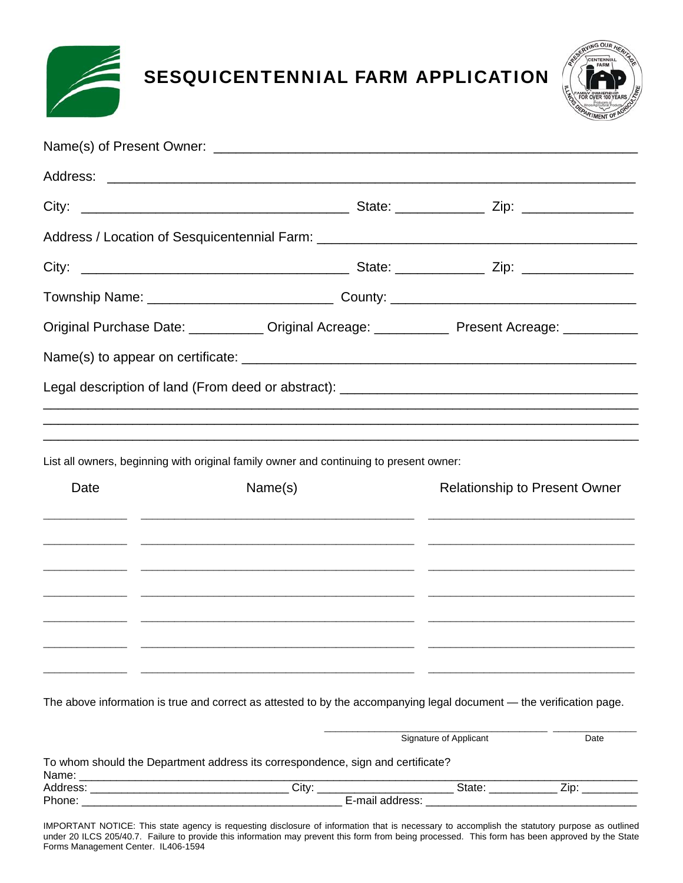# SESQUICENTENNIAL FARM APPLICATION

Name(s) of Present Owner: ____________________________________________

Address: ____________________________________________

City: ______________________ State: __________ Zip: ____________

Address / Location of Sesquicentennial Farm: ______________________________

City: ______________________ State: __________ Zip: ____________

Township Name: ____________________ County: ________________________

Original Purchase Date: ________ Original Acreage: ________ Present Acreage: ________

Name(s) to appear on certificate: ______________________________________

Legal description of land (From deed or abstract): ______________________________

____________________________________________

____________________________________________

____________________________________________

List all owners, beginning with original family owner and continuing to present owner:

| Date | Name(s) | Relationship to Present Owner |
|---|---|---|
| | | |
| | | |
| | | |
| | | |
| | | |
| | | |
| | | |

The above information is true and correct as attested to by the accompanying legal document — the verification page.

______________________________ ____________
Signature of Applicant Date

To whom should the Department address its correspondence, sign and certificate?

Name: ____________________________________________

Address: ______________________ City: ________________ State: ________ Zip: ________

Phone: ______________________________ E-mail address: ________________________

IMPORTANT NOTICE: This state agency is requesting disclosure of information that is necessary to accomplish the statutory purpose as outlined under 20 ILCS 205/40.7. Failure to provide this information may prevent this form from being processed. This form has been approved by the State Forms Management Center. IL406-1594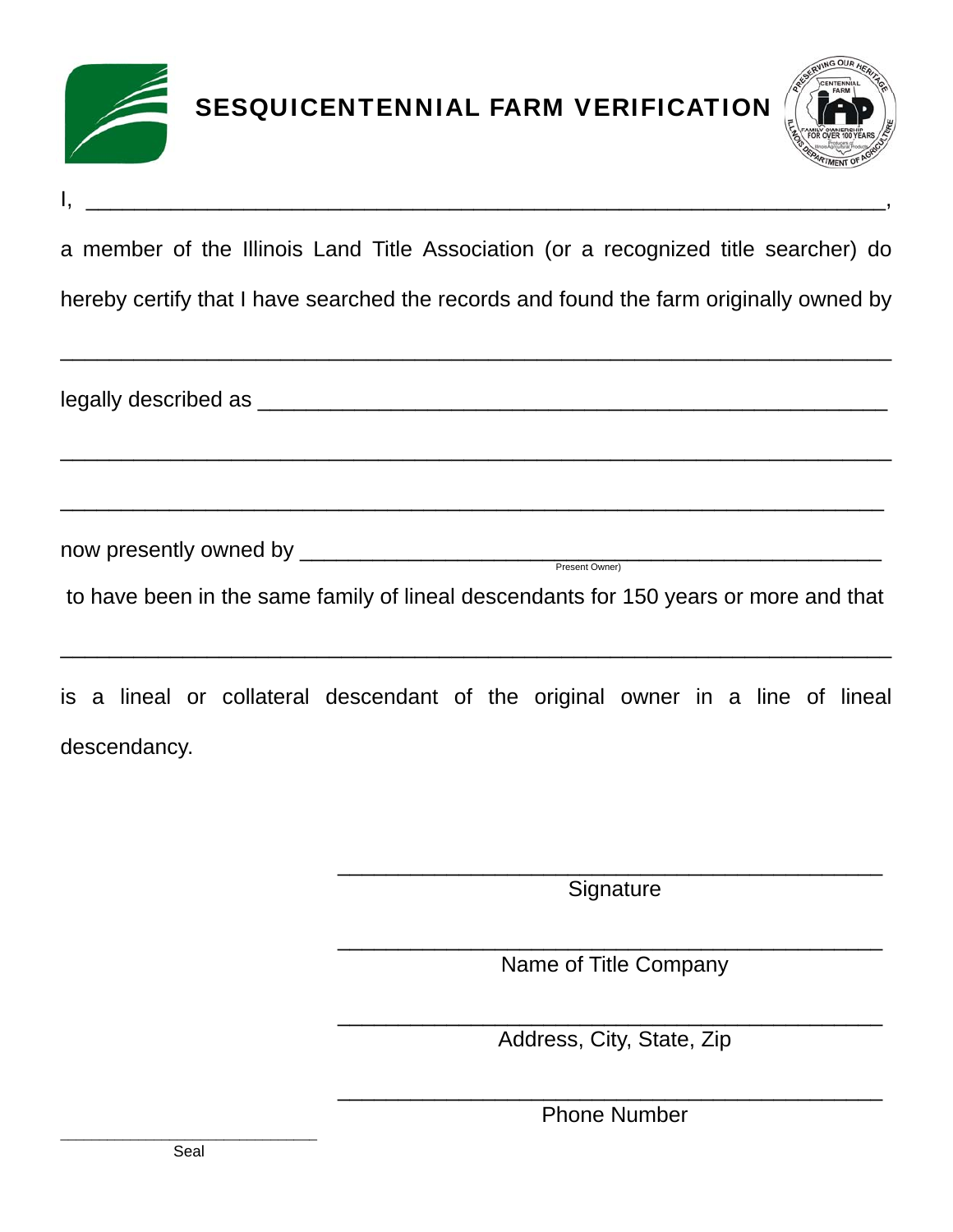# SESQUICENTENNIAL FARM VERIFICATION

I, ______________________________________________________________,

a member of the Illinois Land Title Association (or a recognized title searcher) do hereby certify that I have searched the records and found the farm originally owned by

_________________________________________________________________

legally described as ________________________________________________

_________________________________________________________________

_________________________________________________________________

now presently owned by ____________________________________________
Present Owner)

to have been in the same family of lineal descendants for 150 years or more and that

_________________________________________________________________

is a lineal or collateral descendant of the original owner in a line of lineal descendancy.

___________________________________________
Signature

___________________________________________
Name of Title Company

___________________________________________
Address, City, State, Zip

___________________________________________
Phone Number

____________________________
Seal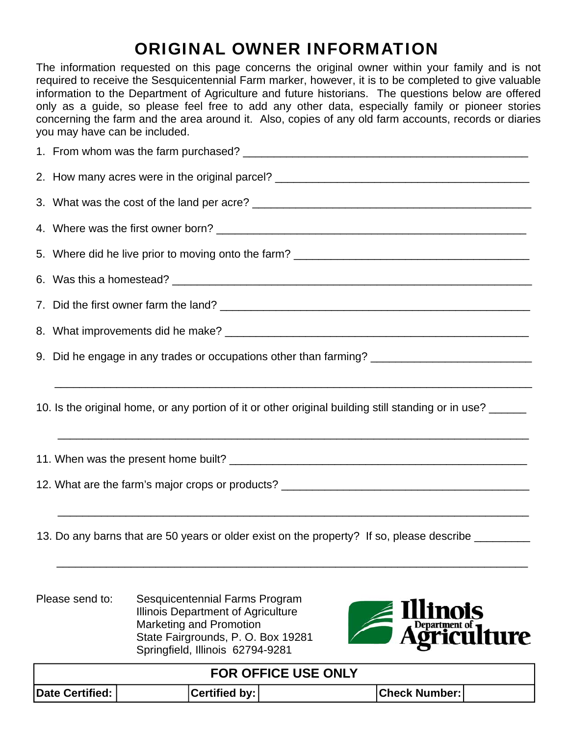# ORIGINAL OWNER INFORMATION

The information requested on this page concerns the original owner within your family and is not required to receive the Sesquicentennial Farm marker, however, it is to be completed to give valuable information to the Department of Agriculture and future historians. The questions below are offered only as a guide, so please feel free to add any other data, especially family or pioneer stories concerning the farm and the area around it. Also, copies of any old farm accounts, records or diaries you may have can be included.

1. From whom was the farm purchased? ______________________________________________

2. How many acres were in the original parcel? ________________________________________

3. What was the cost of the land per acre? ____________________________________________

4. Where was the first owner born? __________________________________________________

5. Where did he live prior to moving onto the farm? _____________________________________

6. Was this a homestead? __________________________________________________________

7. Did the first owner farm the land? _________________________________________________

8. What improvements did he make? _________________________________________________

9. Did he engage in any trades or occupations other than farming? _________________________

   _____________________________________________________________________________

10. Is the original home, or any portion of it or other original building still standing or in use? ______

    _____________________________________________________________________________

11. When was the present home built? _________________________________________________

12. What are the farm's major crops or products? ________________________________________

    _____________________________________________________________________________

13. Do any barns that are 50 years or older exist on the property? If so, please describe _________

    _____________________________________________________________________________

Please send to:

Sesquicentennial Farms Program
Illinois Department of Agriculture
Marketing and Promotion
State Fairgrounds, P. O. Box 19281
Springfield, Illinois 62794-9281

Illinois Department of Agriculture

| FOR OFFICE USE ONLY | | | | | |
|---|---|---|---|---|---|
| **Date Certified:** | | **Certified by:** | | **Check Number:** | |